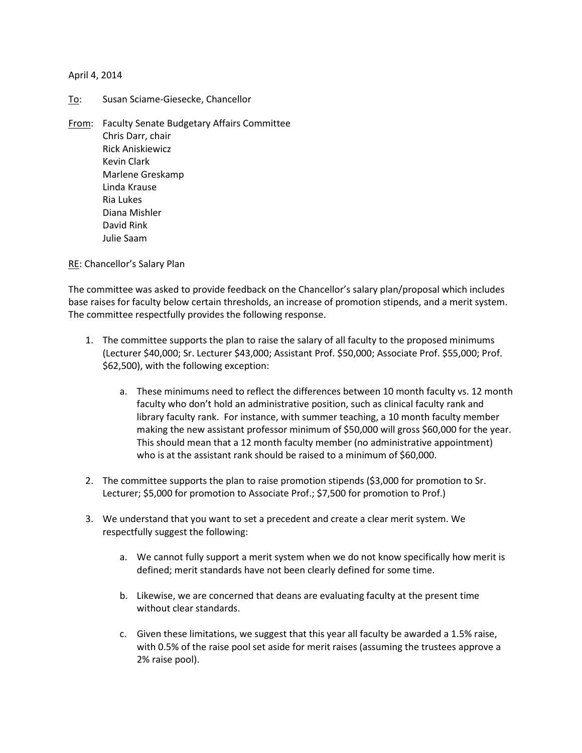April 4, 2014

To: Susan Sciame-Giesecke, Chancellor

From: Faculty Senate Budgetary Affairs Committee
Chris Darr, chair
Rick Aniskiewicz
Kevin Clark
Marlene Greskamp
Linda Krause
Ria Lukes
Diana Mishler
David Rink
Julie Saam

RE: Chancellor's Salary Plan

The committee was asked to provide feedback on the Chancellor's salary plan/proposal which includes base raises for faculty below certain thresholds, an increase of promotion stipends, and a merit system. The committee respectfully provides the following response.

1. The committee supports the plan to raise the salary of all faculty to the proposed minimums (Lecturer $40,000; Sr. Lecturer $43,000; Assistant Prof. $50,000; Associate Prof. $55,000; Prof. $62,500), with the following exception:

    a. These minimums need to reflect the differences between 10 month faculty vs. 12 month faculty who don't hold an administrative position, such as clinical faculty rank and library faculty rank. For instance, with summer teaching, a 10 month faculty member making the new assistant professor minimum of $50,000 will gross $60,000 for the year. This should mean that a 12 month faculty member (no administrative appointment) who is at the assistant rank should be raised to a minimum of $60,000.

2. The committee supports the plan to raise promotion stipends ($3,000 for promotion to Sr. Lecturer; $5,000 for promotion to Associate Prof.; $7,500 for promotion to Prof.)

3. We understand that you want to set a precedent and create a clear merit system. We respectfully suggest the following:

    a. We cannot fully support a merit system when we do not know specifically how merit is defined; merit standards have not been clearly defined for some time.

    b. Likewise, we are concerned that deans are evaluating faculty at the present time without clear standards.

    c. Given these limitations, we suggest that this year all faculty be awarded a 1.5% raise, with 0.5% of the raise pool set aside for merit raises (assuming the trustees approve a 2% raise pool).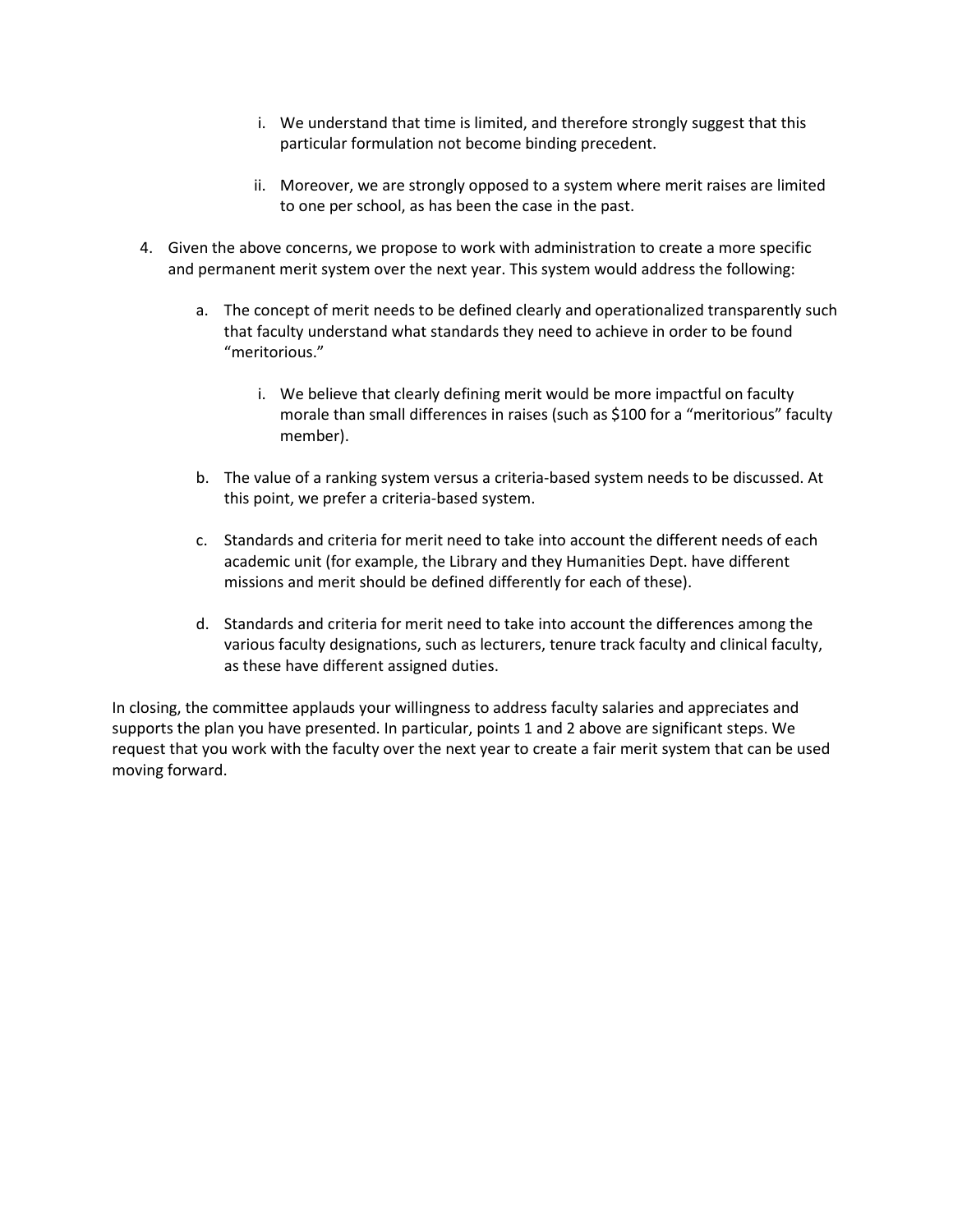i. We understand that time is limited, and therefore strongly suggest that this particular formulation not become binding precedent.

   ii. Moreover, we are strongly opposed to a system where merit raises are limited to one per school, as has been the case in the past.

4. Given the above concerns, we propose to work with administration to create a more specific and permanent merit system over the next year. This system would address the following:

   a. The concept of merit needs to be defined clearly and operationalized transparently such that faculty understand what standards they need to achieve in order to be found "meritorious."

      i. We believe that clearly defining merit would be more impactful on faculty morale than small differences in raises (such as $100 for a "meritorious" faculty member).

   b. The value of a ranking system versus a criteria-based system needs to be discussed. At this point, we prefer a criteria-based system.

   c. Standards and criteria for merit need to take into account the different needs of each academic unit (for example, the Library and they Humanities Dept. have different missions and merit should be defined differently for each of these).

   d. Standards and criteria for merit need to take into account the differences among the various faculty designations, such as lecturers, tenure track faculty and clinical faculty, as these have different assigned duties.

In closing, the committee applauds your willingness to address faculty salaries and appreciates and supports the plan you have presented. In particular, points 1 and 2 above are significant steps. We request that you work with the faculty over the next year to create a fair merit system that can be used moving forward.